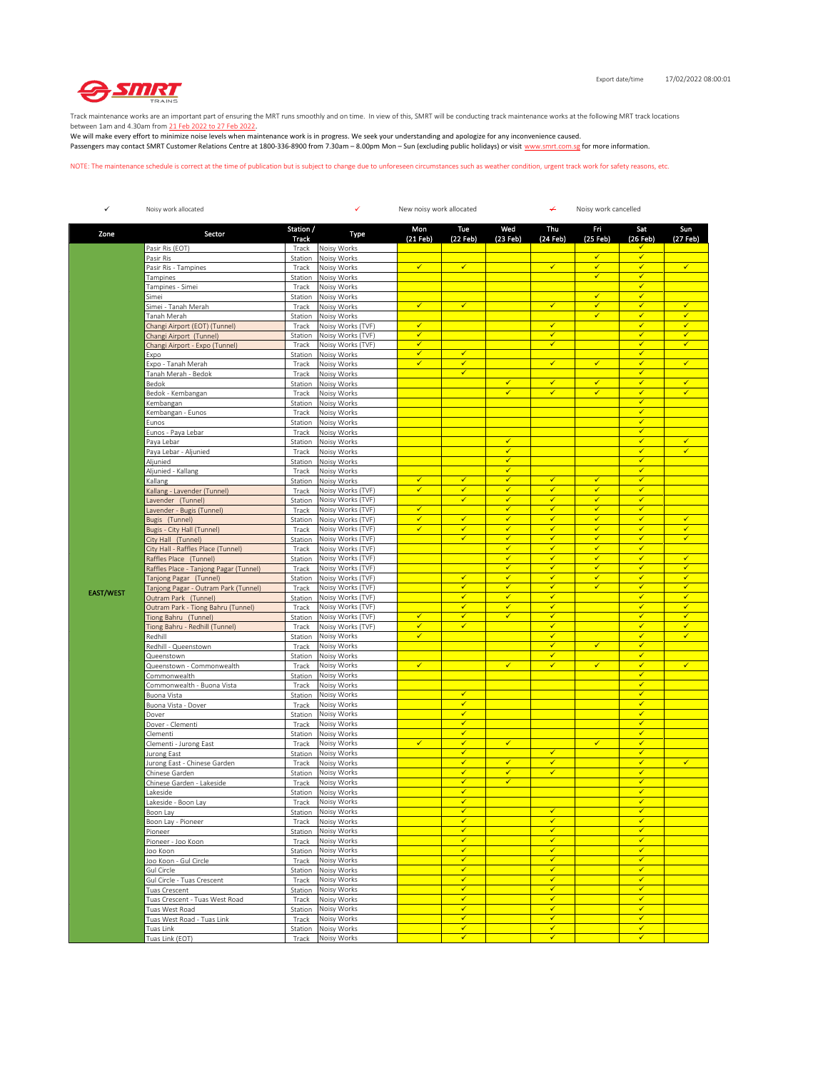Export date/time 17/02/2022 08:00:01

Track maintenance works are an important part of ensuring the MRT runs smoothly and on time. In view of this, SMRT will be conducting track maintenance works at the following MRT track locations between 1am and 4.30am from 21 Feb 2022 to 27 Feb 2022.

We will make every effort to minimize noise levels when maintenance work is in progress. We seek your understanding and apologize for any inconvenience caused.

Passengers may contact SMRT Customer Relations Centre at 1800-336-8900 from 7.30am – 8.00pm Mon – Sun (excluding public holidays) or visit www.smrt.com.sg for more information.

NOTE: The maintenance schedule is correct at the time of publication but is subject to change due to unforeseen circumstances such as weather condition, urgent track work for safety reasons, etc.

✓ Noisy work allocated | ✓ New noisy work allocated | ~~✓~~ Noisy work cancelled

| Zone | Sector | Station / Track | Type | Mon (21 Feb) | Tue (22 Feb) | Wed (23 Feb) | Thu (24 Feb) | Fri (25 Feb) | Sat (26 Feb) | Sun (27 Feb) |
|---|---|---|---|---|---|---|---|---|---|---|
| EAST/WEST | Pasir Ris (EOT) | Track | Noisy Works | | | | | | ✓ | |
| | Pasir Ris | Station | Noisy Works | | | | | ✓ | ✓ | |
| | Pasir Ris - Tampines | Track | Noisy Works | ✓ | ✓ | | ✓ | ✓ | ✓ | ✓ |
| | Tampines | Station | Noisy Works | | | | | ✓ | ✓ | |
| | Tampines - Simei | Track | Noisy Works | | | | | | ✓ | |
| | Simei | Station | Noisy Works | | | | | ✓ | ✓ | |
| | Simei - Tanah Merah | Track | Noisy Works | ✓ | ✓ | | ✓ | ✓ | ✓ | ✓ |
| | Tanah Merah | Station | Noisy Works | | | | | ✓ | ✓ | ✓ |
| | Changi Airport (EOT) (Tunnel) | Track | Noisy Works (TVF) | ✓ | | | ✓ | | ✓ | ✓ |
| | Changi Airport (Tunnel) | Station | Noisy Works (TVF) | ✓ | | | ✓ | | ✓ | ✓ |
| | Changi Airport - Expo (Tunnel) | Track | Noisy Works (TVF) | ✓ | | | ✓ | | ✓ | ✓ |
| | Expo | Station | Noisy Works | ✓ | ✓ | | | | ✓ | |
| | Expo - Tanah Merah | Track | Noisy Works | ✓ | ✓ | | ✓ | ✓ | ✓ | ✓ |
| | Tanah Merah - Bedok | Track | Noisy Works | | ✓ | | | | ✓ | |
| | Bedok | Station | Noisy Works | | | ✓ | ✓ | ✓ | ✓ | ✓ |
| | Bedok - Kembangan | Track | Noisy Works | | | ✓ | ✓ | ✓ | ✓ | ✓ |
| | Kembangan | Station | Noisy Works | | | | | | ✓ | |
| | Kembangan - Eunos | Track | Noisy Works | | | | | | ✓ | |
| | Eunos | Station | Noisy Works | | | | | | ✓ | |
| | Eunos - Paya Lebar | Track | Noisy Works | | | | | | ✓ | |
| | Paya Lebar | Station | Noisy Works | | | ✓ | | | ✓ | ✓ |
| | Paya Lebar - Aljunied | Track | Noisy Works | | | ✓ | | | ✓ | ✓ |
| | Aljunied | Station | Noisy Works | | | ✓ | | | ✓ | |
| | Aljunied - Kallang | Track | Noisy Works | | | ✓ | | | ✓ | |
| | Kallang | Station | Noisy Works | ✓ | ✓ | ✓ | ✓ | ✓ | ✓ | |
| | Kallang - Lavender (Tunnel) | Track | Noisy Works (TVF) | ✓ | ✓ | ✓ | ✓ | ✓ | ✓ | |
| | Lavender (Tunnel) | Station | Noisy Works (TVF) | | ✓ | ✓ | ✓ | ✓ | ✓ | |
| | Lavender - Bugis (Tunnel) | Track | Noisy Works (TVF) | ✓ | | ✓ | ✓ | ✓ | ✓ | |
| | Bugis (Tunnel) | Station | Noisy Works (TVF) | ✓ | ✓ | ✓ | ✓ | ✓ | ✓ | ✓ |
| | Bugis - City Hall (Tunnel) | Track | Noisy Works (TVF) | ✓ | ✓ | ✓ | ✓ | ✓ | ✓ | ✓ |
| | City Hall (Tunnel) | Station | Noisy Works (TVF) | | ✓ | ✓ | ✓ | ✓ | ✓ | ✓ |
| | City Hall - Raffles Place (Tunnel) | Track | Noisy Works (TVF) | | | ✓ | ✓ | ✓ | ✓ | |
| | Raffles Place (Tunnel) | Station | Noisy Works (TVF) | | | ✓ | ✓ | ✓ | ✓ | ✓ |
| | Raffles Place - Tanjong Pagar (Tunnel) | Track | Noisy Works (TVF) | | | ✓ | ✓ | ✓ | ✓ | ✓ |
| | Tanjong Pagar (Tunnel) | Station | Noisy Works (TVF) | | ✓ | ✓ | ✓ | ✓ | ✓ | ✓ |
| | Tanjong Pagar - Outram Park (Tunnel) | Track | Noisy Works (TVF) | | ✓ | ✓ | ✓ | ✓ | ✓ | ✓ |
| | Outram Park (Tunnel) | Station | Noisy Works (TVF) | | ✓ | ✓ | ✓ | | ✓ | ✓ |
| | Outram Park - Tiong Bahru (Tunnel) | Track | Noisy Works (TVF) | | ✓ | ✓ | ✓ | | ✓ | ✓ |
| | Tiong Bahru (Tunnel) | Station | Noisy Works (TVF) | ✓ | ✓ | ✓ | ✓ | | ✓ | ✓ |
| | Tiong Bahru - Redhill (Tunnel) | Track | Noisy Works (TVF) | ✓ | ✓ | | ✓ | | ✓ | ✓ |
| | Redhill | Station | Noisy Works | ✓ | | | ✓ | | ✓ | ✓ |
| | Redhill - Queenstown | Track | Noisy Works | | | | ✓ | ✓ | ✓ | |
| | Queenstown | Station | Noisy Works | | | | ✓ | | ✓ | |
| | Queenstown - Commonwealth | Track | Noisy Works | ✓ | | ✓ | ✓ | ✓ | ✓ | ✓ |
| | Commonwealth | Station | Noisy Works | | | | | | ✓ | |
| | Commonwealth - Buona Vista | Track | Noisy Works | | | | | | ✓ | |
| | Buona Vista | Station | Noisy Works | | ✓ | | | | ✓ | |
| | Buona Vista - Dover | Track | Noisy Works | | ✓ | | | | ✓ | |
| | Dover | Station | Noisy Works | | ✓ | | | | ✓ | |
| | Dover - Clementi | Track | Noisy Works | | ✓ | | | | ✓ | |
| | Clementi | Station | Noisy Works | | ✓ | | | | ✓ | |
| | Clementi - Jurong East | Track | Noisy Works | ✓ | ✓ | ✓ | | ✓ | ✓ | |
| | Jurong East | Station | Noisy Works | | ✓ | | ✓ | | ✓ | |
| | Jurong East - Chinese Garden | Track | Noisy Works | | ✓ | ✓ | ✓ | | ✓ | ✓ |
| | Chinese Garden | Station | Noisy Works | | ✓ | ✓ | ✓ | | ✓ | |
| | Chinese Garden - Lakeside | Track | Noisy Works | | ✓ | ✓ | | | ✓ | |
| | Lakeside | Station | Noisy Works | | ✓ | | | | ✓ | |
| | Lakeside - Boon Lay | Track | Noisy Works | | ✓ | | | | ✓ | |
| | Boon Lay | Station | Noisy Works | | ✓ | | ✓ | | ✓ | |
| | Boon Lay - Pioneer | Track | Noisy Works | | ✓ | | ✓ | | ✓ | |
| | Pioneer | Station | Noisy Works | | ✓ | | ✓ | | ✓ | |
| | Pioneer - Joo Koon | Track | Noisy Works | | ✓ | | ✓ | | ✓ | |
| | Joo Koon | Station | Noisy Works | | ✓ | | ✓ | | ✓ | |
| | Joo Koon - Gul Circle | Track | Noisy Works | | ✓ | | ✓ | | ✓ | |
| | Gul Circle | Station | Noisy Works | | ✓ | | ✓ | | ✓ | |
| | Gul Circle - Tuas Crescent | Track | Noisy Works | | ✓ | | ✓ | | ✓ | |
| | Tuas Crescent | Station | Noisy Works | | ✓ | | ✓ | | ✓ | |
| | Tuas Crescent - Tuas West Road | Track | Noisy Works | | ✓ | | ✓ | | ✓ | |
| | Tuas West Road | Station | Noisy Works | | ✓ | | ✓ | | ✓ | |
| | Tuas West Road - Tuas Link | Track | Noisy Works | | ✓ | | ✓ | | ✓ | |
| | Tuas Link | Station | Noisy Works | | ✓ | | ✓ | | ✓ | |
| | Tuas Link (EOT) | Track | Noisy Works | | ✓ | | ✓ | | ✓ | |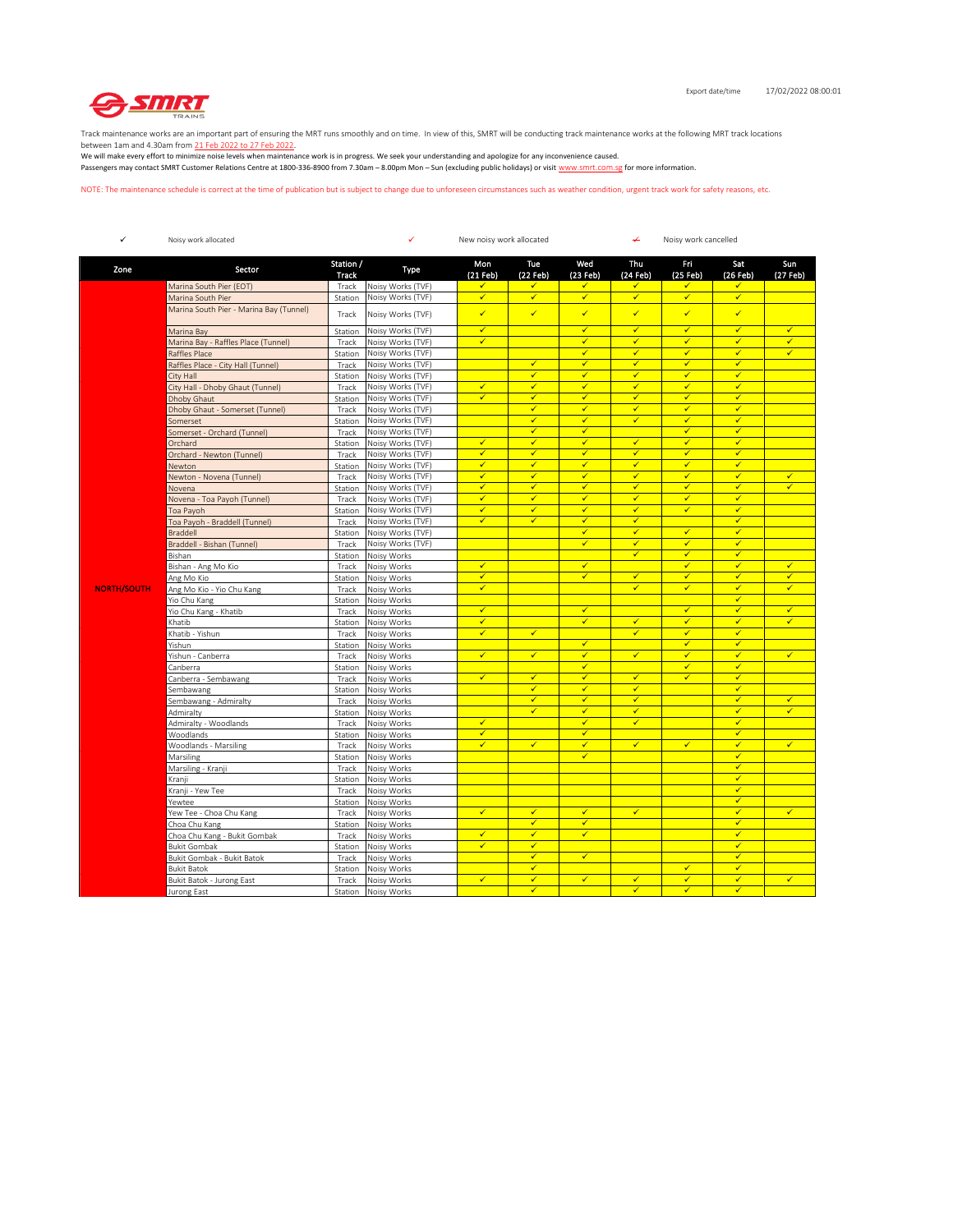Track maintenance works are an important part of ensuring the MRT runs smoothly and on time. In view of this, SMRT will be conducting track maintenance works at the following MRT track locations between 1am and 4.30am from 21 Feb 2022 to 27 Feb 2022.

We will make every effort to minimize noise levels when maintenance work is in progress. We seek your understanding and apologize for any inconvenience caused.

Passengers may contact SMRT Customer Relations Centre at 1800-336-8900 from 7.30am – 8.00pm Mon – Sun (excluding public holidays) or visit www.smrt.com.sg for more information.

NOTE: The maintenance schedule is correct at the time of publication but is subject to change due to unforeseen circumstances such as weather condition, urgent track work for safety reasons, etc.

Export date/time 17/02/2022 08:00:01

✓ Noisy work allocated ✓ New noisy work allocated ✓ Noisy work cancelled

| Zone | Sector | Station / Track | Type | Mon (21 Feb) | Tue (22 Feb) | Wed (23 Feb) | Thu (24 Feb) | Fri (25 Feb) | Sat (26 Feb) | Sun (27 Feb) |
|---|---|---|---|---|---|---|---|---|---|---|
| NORTH/SOUTH | Marina South Pier (EOT) | Track | Noisy Works (TVF) | ✓ | ✓ | ✓ | ✓ | ✓ | ✓ | |
| | Marina South Pier | Station | Noisy Works (TVF) | ✓ | ✓ | ✓ | ✓ | ✓ | ✓ | |
| | Marina South Pier - Marina Bay (Tunnel) | Track | Noisy Works (TVF) | ✓ | ✓ | ✓ | ✓ | ✓ | ✓ | |
| | Marina Bay | Station | Noisy Works (TVF) | ✓ | | ✓ | ✓ | ✓ | ✓ | ✓ |
| | Marina Bay - Raffles Place (Tunnel) | Track | Noisy Works (TVF) | ✓ | | ✓ | ✓ | ✓ | ✓ | ✓ |
| | Raffles Place | Station | Noisy Works (TVF) | | | ✓ | ✓ | ✓ | ✓ | ✓ |
| | Raffles Place - City Hall (Tunnel) | Track | Noisy Works (TVF) | | ✓ | ✓ | ✓ | ✓ | ✓ | |
| | City Hall | Station | Noisy Works (TVF) | | ✓ | ✓ | ✓ | ✓ | ✓ | |
| | City Hall - Dhoby Ghaut (Tunnel) | Track | Noisy Works (TVF) | ✓ | ✓ | ✓ | ✓ | ✓ | ✓ | |
| | Dhoby Ghaut | Station | Noisy Works (TVF) | ✓ | ✓ | ✓ | ✓ | ✓ | ✓ | |
| | Dhoby Ghaut - Somerset (Tunnel) | Track | Noisy Works (TVF) | | ✓ | ✓ | ✓ | ✓ | ✓ | |
| | Somerset | Station | Noisy Works (TVF) | | ✓ | ✓ | ✓ | ✓ | ✓ | |
| | Somerset - Orchard (Tunnel) | Track | Noisy Works (TVF) | | ✓ | ✓ | | ✓ | ✓ | |
| | Orchard | Station | Noisy Works (TVF) | ✓ | ✓ | ✓ | ✓ | ✓ | ✓ | |
| | Orchard - Newton (Tunnel) | Track | Noisy Works (TVF) | ✓ | ✓ | ✓ | ✓ | ✓ | ✓ | |
| | Newton | Station | Noisy Works (TVF) | ✓ | ✓ | ✓ | ✓ | ✓ | ✓ | |
| | Newton - Novena (Tunnel) | Track | Noisy Works (TVF) | ✓ | ✓ | ✓ | ✓ | ✓ | ✓ | ✓ |
| | Novena | Station | Noisy Works (TVF) | ✓ | ✓ | ✓ | ✓ | ✓ | ✓ | ✓ |
| | Novena - Toa Payoh (Tunnel) | Track | Noisy Works (TVF) | ✓ | ✓ | ✓ | ✓ | ✓ | ✓ | |
| | Toa Payoh | Station | Noisy Works (TVF) | ✓ | ✓ | ✓ | ✓ | ✓ | ✓ | |
| | Toa Payoh - Braddell (Tunnel) | Track | Noisy Works (TVF) | ✓ | ✓ | ✓ | ✓ | | ✓ | |
| | Braddell | Station | Noisy Works (TVF) | | | ✓ | ✓ | ✓ | ✓ | |
| | Braddell - Bishan (Tunnel) | Track | Noisy Works (TVF) | | | ✓ | ✓ | ✓ | ✓ | |
| | Bishan | Station | Noisy Works | | | | ✓ | ✓ | ✓ | |
| | Bishan - Ang Mo Kio | Track | Noisy Works | ✓ | | ✓ | | ✓ | ✓ | ✓ |
| | Ang Mo Kio | Station | Noisy Works | ✓ | | ✓ | ✓ | ✓ | ✓ | ✓ |
| | Ang Mo Kio - Yio Chu Kang | Track | Noisy Works | ✓ | | | ✓ | ✓ | ✓ | ✓ |
| | Yio Chu Kang | Station | Noisy Works | | | | | | ✓ | |
| | Yio Chu Kang - Khatib | Track | Noisy Works | ✓ | | ✓ | | ✓ | ✓ | ✓ |
| | Khatib | Station | Noisy Works | ✓ | | ✓ | ✓ | ✓ | ✓ | ✓ |
| | Khatib - Yishun | Track | Noisy Works | ✓ | ✓ | | ✓ | ✓ | ✓ | |
| | Yishun | Station | Noisy Works | | | ✓ | | ✓ | ✓ | |
| | Yishun - Canberra | Track | Noisy Works | ✓ | ✓ | ✓ | ✓ | ✓ | ✓ | ✓ |
| | Canberra | Station | Noisy Works | | | ✓ | | ✓ | ✓ | |
| | Canberra - Sembawang | Track | Noisy Works | ✓ | ✓ | ✓ | ✓ | ✓ | ✓ | |
| | Sembawang | Station | Noisy Works | | ✓ | ✓ | ✓ | | ✓ | |
| | Sembawang - Admiralty | Track | Noisy Works | | ✓ | ✓ | ✓ | | ✓ | ✓ |
| | Admiralty | Station | Noisy Works | | ✓ | ✓ | ✓ | | ✓ | ✓ |
| | Admiralty - Woodlands | Track | Noisy Works | ✓ | | ✓ | ✓ | | ✓ | |
| | Woodlands | Station | Noisy Works | ✓ | | ✓ | | | ✓ | |
| | Woodlands - Marsiling | Track | Noisy Works | ✓ | ✓ | ✓ | ✓ | ✓ | ✓ | ✓ |
| | Marsiling | Station | Noisy Works | | | ✓ | | | ✓ | |
| | Marsiling - Kranji | Track | Noisy Works | | | | | | ✓ | |
| | Kranji | Station | Noisy Works | | | | | | ✓ | |
| | Kranji - Yew Tee | Track | Noisy Works | | | | | | ✓ | |
| | Yewtee | Station | Noisy Works | | | | | | ✓ | |
| | Yew Tee - Choa Chu Kang | Track | Noisy Works | ✓ | ✓ | ✓ | ✓ | | ✓ | ✓ |
| | Choa Chu Kang | Station | Noisy Works | | ✓ | ✓ | | | ✓ | |
| | Choa Chu Kang - Bukit Gombak | Track | Noisy Works | ✓ | ✓ | ✓ | | | ✓ | |
| | Bukit Gombak | Station | Noisy Works | ✓ | ✓ | | | | ✓ | |
| | Bukit Gombak - Bukit Batok | Track | Noisy Works | | ✓ | ✓ | | | ✓ | |
| | Bukit Batok | Station | Noisy Works | | ✓ | | | ✓ | ✓ | |
| | Bukit Batok - Jurong East | Track | Noisy Works | ✓ | ✓ | ✓ | ✓ | ✓ | ✓ | ✓ |
| | Jurong East | Station | Noisy Works | | ✓ | | ✓ | ✓ | ✓ | |